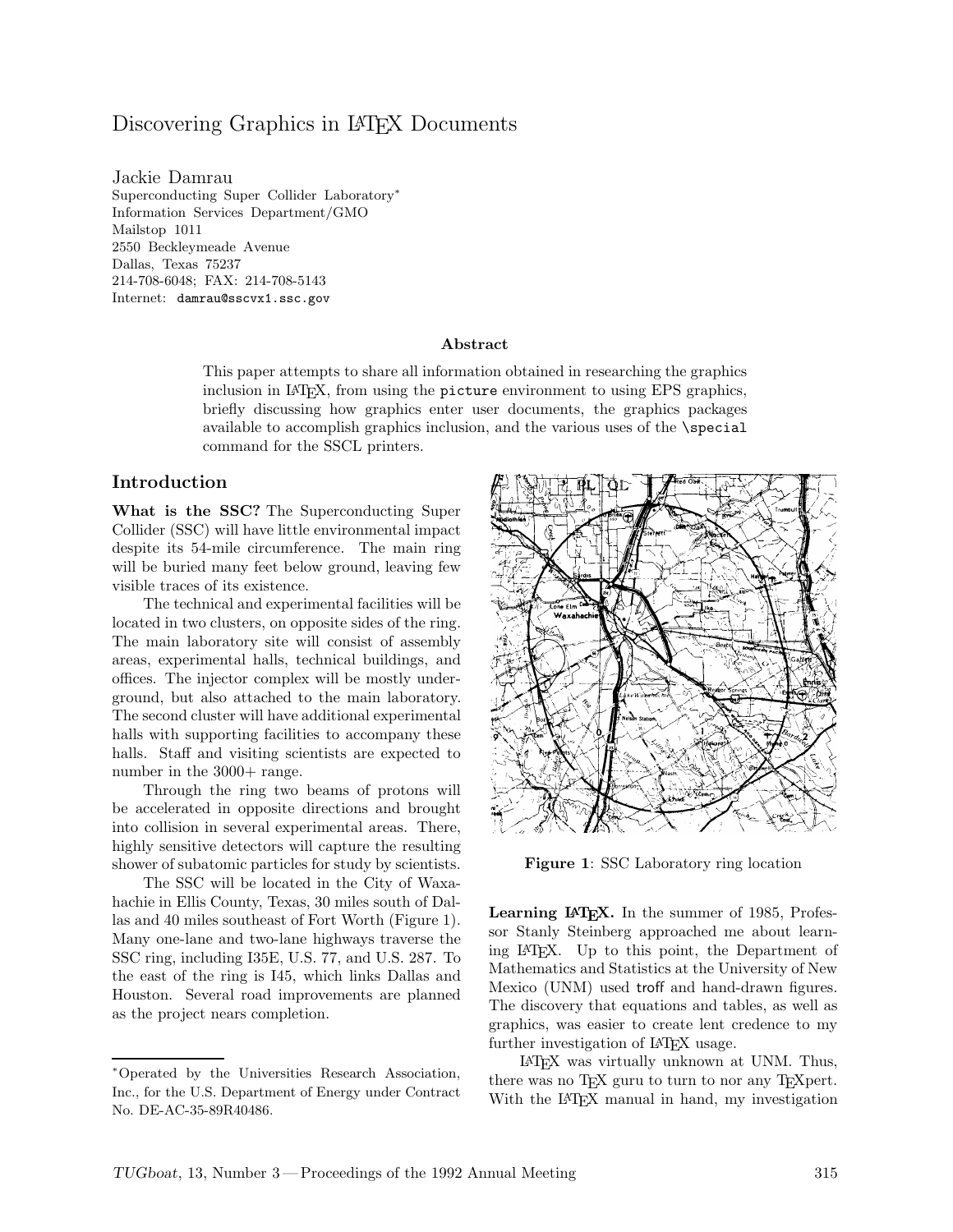# Discovering Graphics in LaTeX Documents

Jackie Damrau
Superconducting Super Collider Laboratory*
Information Services Department/GMO
Mailstop 1011
2550 Beckleymeade Avenue
Dallas, Texas 75237
214-708-6048; FAX: 214-708-5143
Internet: `damrau@sscvx1.ssc.gov`

### Abstract

This paper attempts to share all information obtained in researching the graphics inclusion in LaTeX, from using the `picture` environment to using EPS graphics, briefly discussing how graphics enter user documents, the graphics packages available to accomplish graphics inclusion, and the various uses of the `\special` command for the SSCL printers.

## Introduction

**What is the SSC?** The Superconducting Super Collider (SSC) will have little environmental impact despite its 54-mile circumference. The main ring will be buried many feet below ground, leaving few visible traces of its existence.

The technical and experimental facilities will be located in two clusters, on opposite sides of the ring. The main laboratory site will consist of assembly areas, experimental halls, technical buildings, and offices. The injector complex will be mostly underground, but also attached to the main laboratory. The second cluster will have additional experimental halls with supporting facilities to accompany these halls. Staff and visiting scientists are expected to number in the 3000+ range.

Through the ring two beams of protons will be accelerated in opposite directions and brought into collision in several experimental areas. There, highly sensitive detectors will capture the resulting shower of subatomic particles for study by scientists.

The SSC will be located in the City of Waxahachie in Ellis County, Texas, 30 miles south of Dallas and 40 miles southeast of Fort Worth (Figure 1). Many one-lane and two-lane highways traverse the SSC ring, including I35E, U.S. 77, and U.S. 287. To the east of the ring is I45, which links Dallas and Houston. Several road improvements are planned as the project nears completion.

**Figure 1**: SSC Laboratory ring location

**Learning LaTeX.** In the summer of 1985, Professor Stanly Steinberg approached me about learning LaTeX. Up to this point, the Department of Mathematics and Statistics at the University of New Mexico (UNM) used troff and hand-drawn figures. The discovery that equations and tables, as well as graphics, was easier to create lent credence to my further investigation of LaTeX usage.

LaTeX was virtually unknown at UNM. Thus, there was no TeX guru to turn to nor any TeXpert. With the LaTeX manual in hand, my investigation

---

*Operated by the Universities Research Association, Inc., for the U.S. Department of Energy under Contract No. DE-AC-35-89R40486.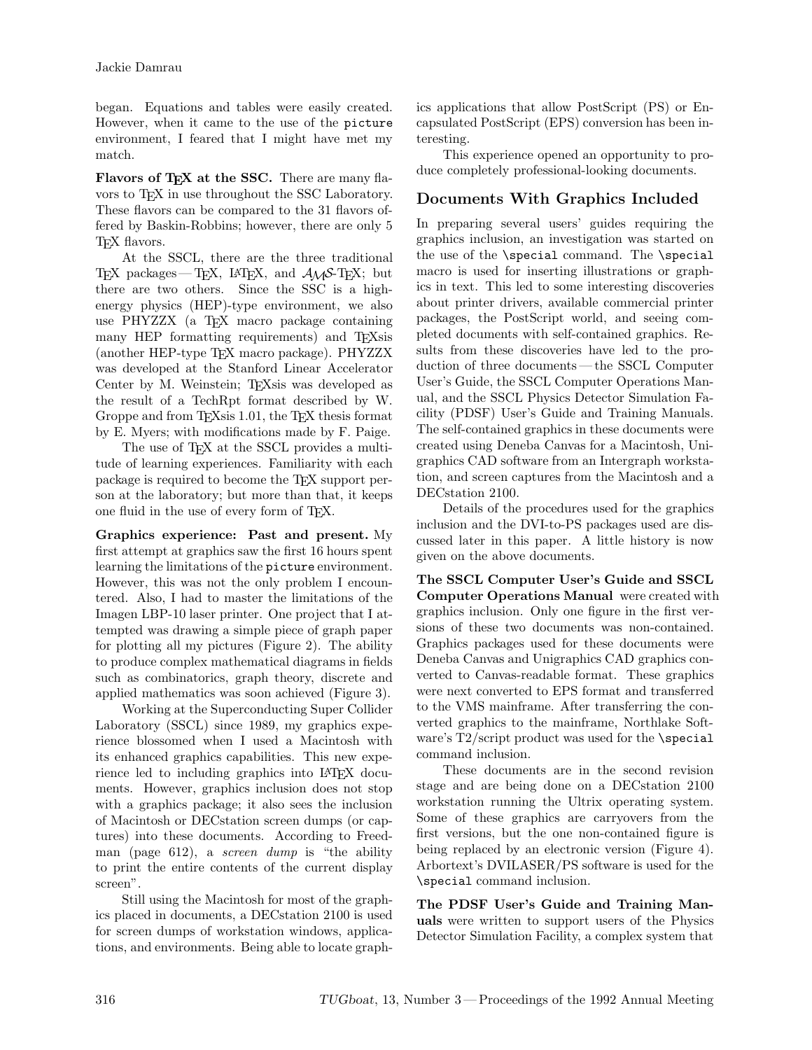began. Equations and tables were easily created. However, when it came to the use of the picture environment, I feared that I might have met my match.

**Flavors of TEX at the SSC.** There are many flavors to TEX in use throughout the SSC Laboratory. These flavors can be compared to the 31 flavors offered by Baskin-Robbins; however, there are only 5 TEX flavors.

At the SSCL, there are the three traditional TEX packages — TEX, LATEX, and AMS-TEX; but there are two others. Since the SSC is a high-energy physics (HEP)-type environment, we also use PHYZZX (a TEX macro package containing many HEP formatting requirements) and TEXsis (another HEP-type TEX macro package). PHYZZX was developed at the Stanford Linear Accelerator Center by M. Weinstein; TEXsis was developed as the result of a TechRpt format described by W. Groppe and from TEXsis 1.01, the TEX thesis format by E. Myers; with modifications made by F. Paige.

The use of TEX at the SSCL provides a multitude of learning experiences. Familiarity with each package is required to become the TEX support person at the laboratory; but more than that, it keeps one fluid in the use of every form of TEX.

**Graphics experience: Past and present.** My first attempt at graphics saw the first 16 hours spent learning the limitations of the picture environment. However, this was not the only problem I encountered. Also, I had to master the limitations of the Imagen LBP-10 laser printer. One project that I attempted was drawing a simple piece of graph paper for plotting all my pictures (Figure 2). The ability to produce complex mathematical diagrams in fields such as combinatorics, graph theory, discrete and applied mathematics was soon achieved (Figure 3).

Working at the Superconducting Super Collider Laboratory (SSCL) since 1989, my graphics experience blossomed when I used a Macintosh with its enhanced graphics capabilities. This new experience led to including graphics into LATEX documents. However, graphics inclusion does not stop with a graphics package; it also sees the inclusion of Macintosh or DECstation screen dumps (or captures) into these documents. According to Freedman (page 612), a *screen dump* is "the ability to print the entire contents of the current display screen".

Still using the Macintosh for most of the graphics placed in documents, a DECstation 2100 is used for screen dumps of workstation windows, applications, and environments. Being able to locate graphics applications that allow PostScript (PS) or Encapsulated PostScript (EPS) conversion has been interesting.

This experience opened an opportunity to produce completely professional-looking documents.

## Documents With Graphics Included

In preparing several users' guides requiring the graphics inclusion, an investigation was started on the use of the `\special` command. The `\special` macro is used for inserting illustrations or graphics in text. This led to some interesting discoveries about printer drivers, available commercial printer packages, the PostScript world, and seeing completed documents with self-contained graphics. Results from these discoveries have led to the production of three documents — the SSCL Computer User's Guide, the SSCL Computer Operations Manual, and the SSCL Physics Detector Simulation Facility (PDSF) User's Guide and Training Manuals. The self-contained graphics in these documents were created using Deneba Canvas for a Macintosh, Unigraphics CAD software from an Intergraph workstation, and screen captures from the Macintosh and a DECstation 2100.

Details of the procedures used for the graphics inclusion and the DVI-to-PS packages used are discussed later in this paper. A little history is now given on the above documents.

**The SSCL Computer User's Guide and SSCL Computer Operations Manual** were created with graphics inclusion. Only one figure in the first versions of these two documents was non-contained. Graphics packages used for these documents were Deneba Canvas and Unigraphics CAD graphics converted to Canvas-readable format. These graphics were next converted to EPS format and transferred to the VMS mainframe. After transferring the converted graphics to the mainframe, Northlake Software's T2/script product was used for the `\special` command inclusion.

These documents are in the second revision stage and are being done on a DECstation 2100 workstation running the Ultrix operating system. Some of these graphics are carryovers from the first versions, but the one non-contained figure is being replaced by an electronic version (Figure 4). Arbortext's DVILASER/PS software is used for the `\special` command inclusion.

**The PDSF User's Guide and Training Manuals** were written to support users of the Physics Detector Simulation Facility, a complex system that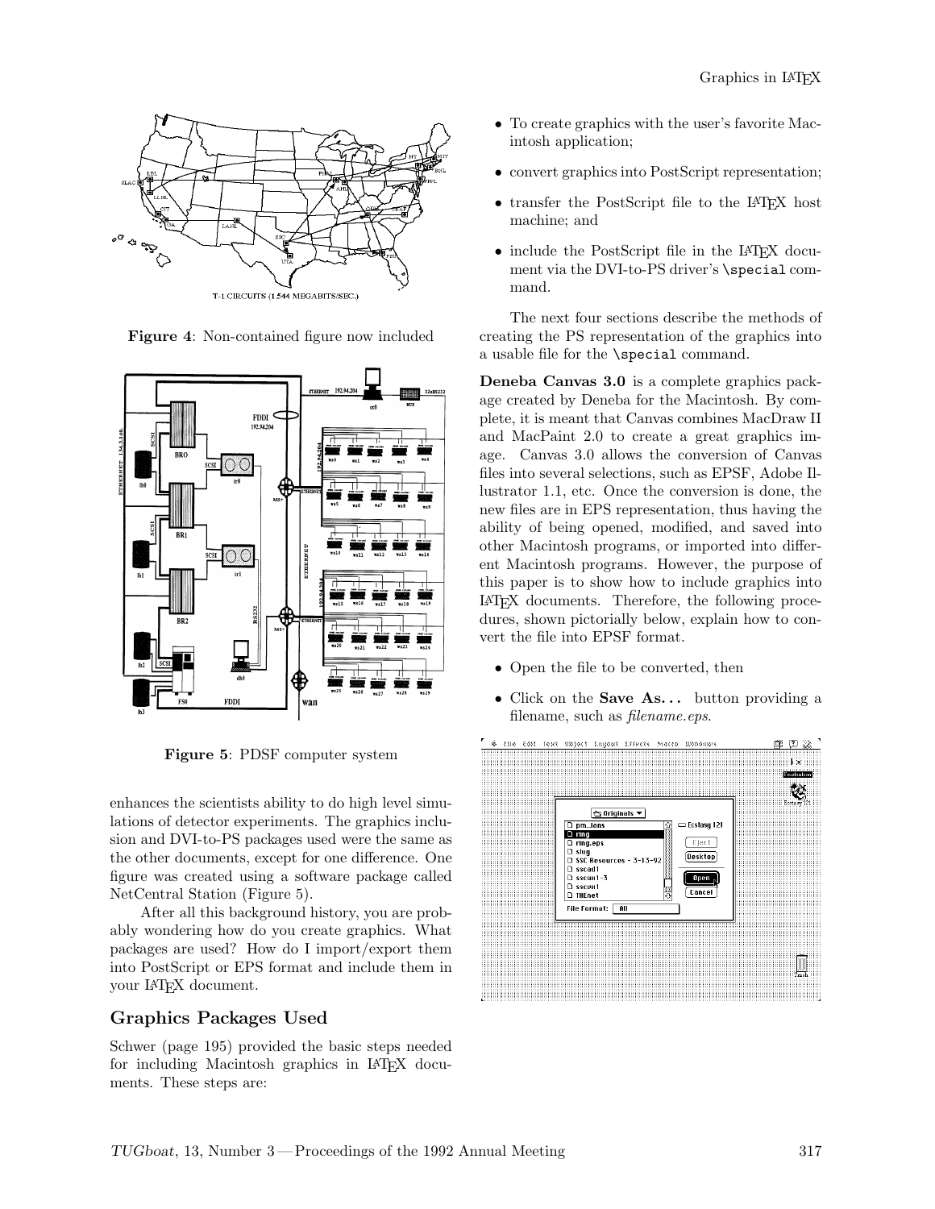T-1 CIRCUITS (1.544 MEGABITS/SEC.)

**Figure 4**: Non-contained figure now included

**Figure 5**: PDSF computer system

enhances the scientists ability to do high level simulations of detector experiments. The graphics inclusion and DVI-to-PS packages used were the same as the other documents, except for one difference. One figure was created using a software package called NetCentral Station (Figure 5).

After all this background history, you are probably wondering how do you create graphics. What packages are used? How do I import/export them into PostScript or EPS format and include them in your LaTeX document.

## Graphics Packages Used

Schwer (page 195) provided the basic steps needed for including Macintosh graphics in LaTeX documents. These steps are:

- To create graphics with the user's favorite Macintosh application;
- convert graphics into PostScript representation;
- transfer the PostScript file to the LaTeX host machine; and
- include the PostScript file in the LaTeX document via the DVI-to-PS driver's `\special` command.

The next four sections describe the methods of creating the PS representation of the graphics into a usable file for the `\special` command.

**Deneba Canvas 3.0** is a complete graphics package created by Deneba for the Macintosh. By complete, it is meant that Canvas combines MacDraw II and MacPaint 2.0 to create a great graphics image. Canvas 3.0 allows the conversion of Canvas files into several selections, such as EPSF, Adobe Illustrator 1.1, etc. Once the conversion is done, the new files are in EPS representation, thus having the ability of being opened, modified, and saved into other Macintosh programs, or imported into different Macintosh programs. However, the purpose of this paper is to show how to include graphics into LaTeX documents. Therefore, the following procedures, shown pictorially below, explain how to convert the file into EPSF format.

- Open the file to be converted, then
- Click on the **Save As...** button providing a filename, such as *filename.eps*.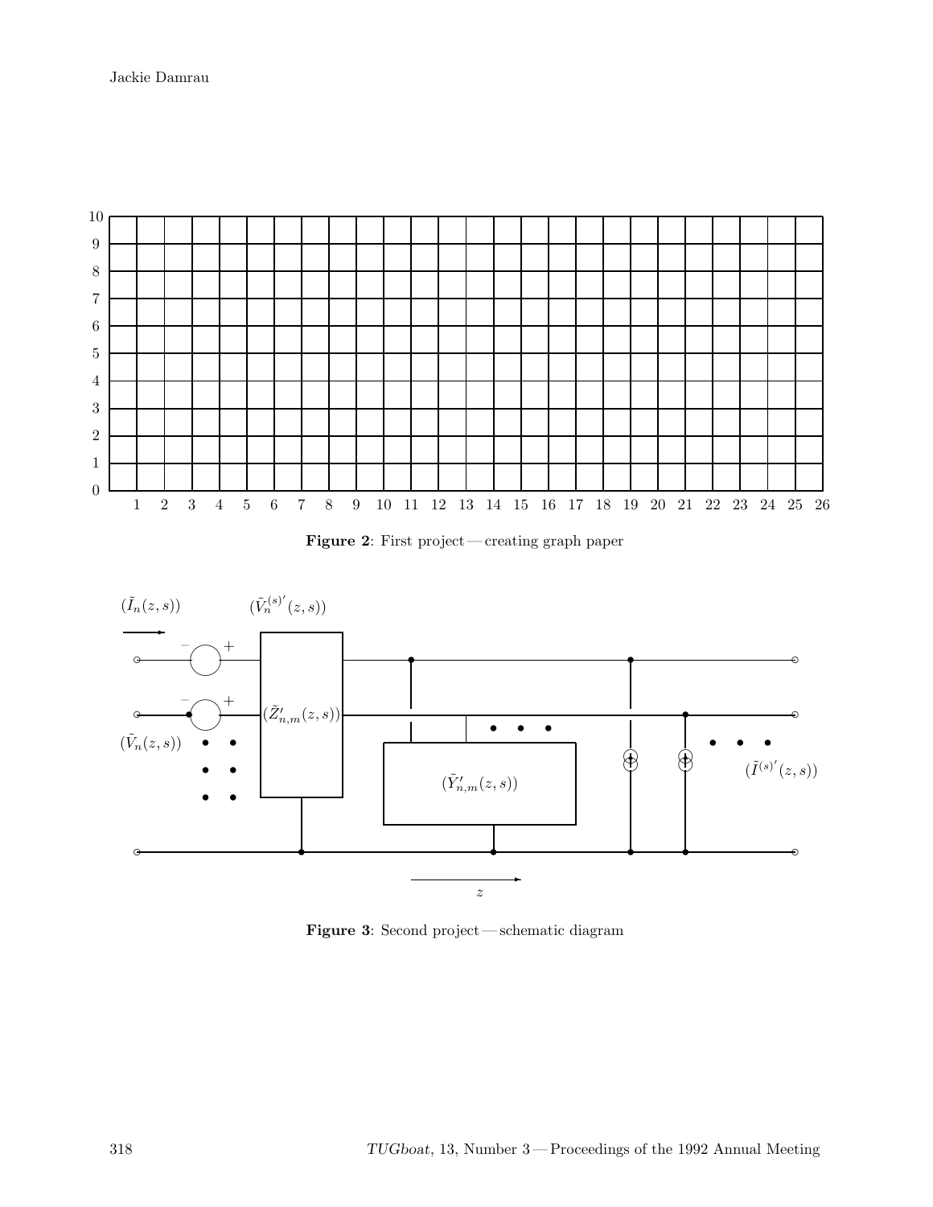Figure 2: First project — creating graph paper

Figure 3: Second project — schematic diagram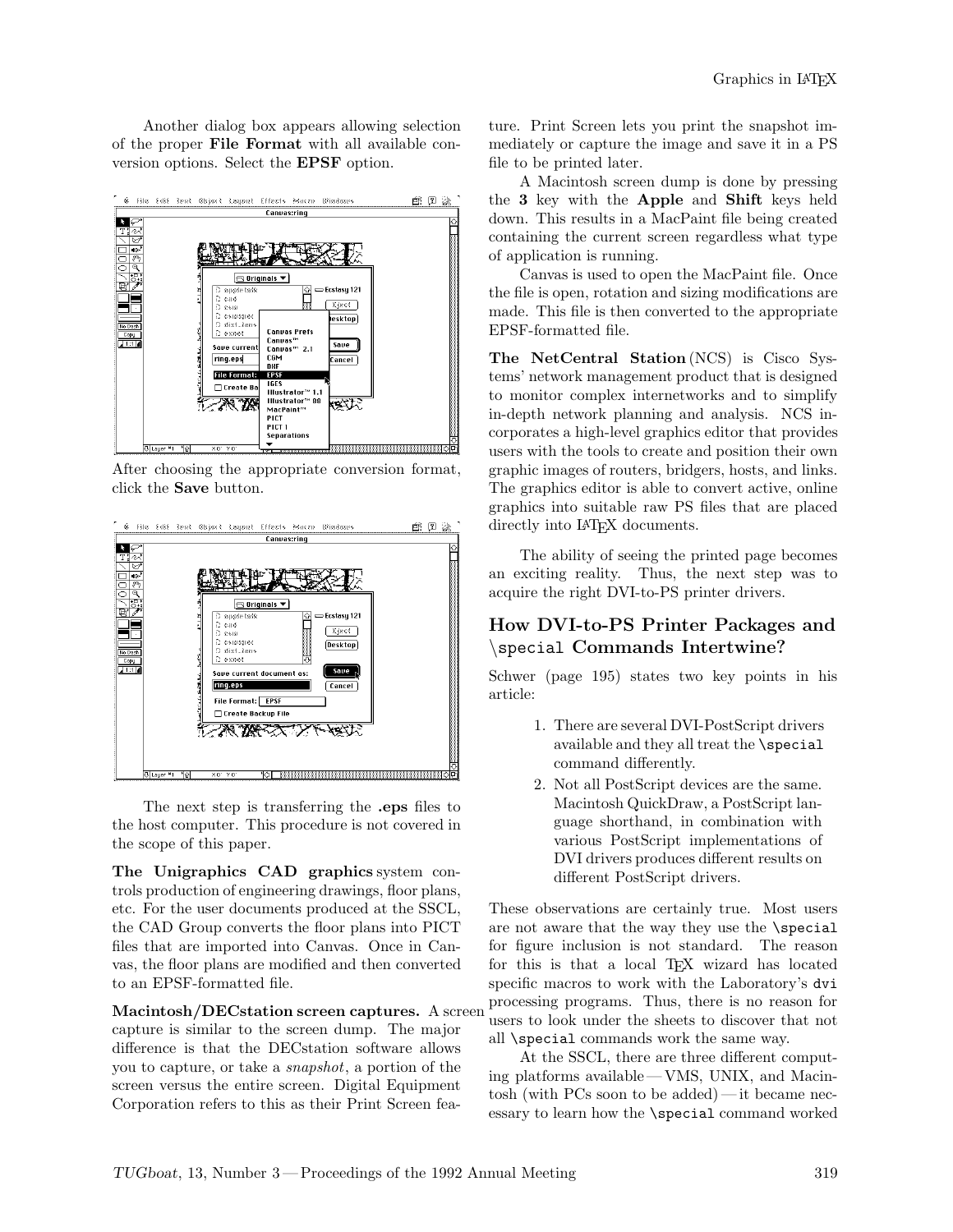Another dialog box appears allowing selection of the proper **File Format** with all available conversion options. Select the **EPSF** option.

After choosing the appropriate conversion format, click the **Save** button.

The next step is transferring the **.eps** files to the host computer. This procedure is not covered in the scope of this paper.

**The Unigraphics CAD graphics** system controls production of engineering drawings, floor plans, etc. For the user documents produced at the SSCL, the CAD Group converts the floor plans into PICT files that are imported into Canvas. Once in Canvas, the floor plans are modified and then converted to an EPSF-formatted file.

**Macintosh/DECstation screen captures.** A screen capture is similar to the screen dump. The major difference is that the DECstation software allows you to capture, or take a *snapshot*, a portion of the screen versus the entire screen. Digital Equipment Corporation refers to this as their Print Screen feature. Print Screen lets you print the snapshot immediately or capture the image and save it in a PS file to be printed later.

A Macintosh screen dump is done by pressing the **3** key with the **Apple** and **Shift** keys held down. This results in a MacPaint file being created containing the current screen regardless what type of application is running.

Canvas is used to open the MacPaint file. Once the file is open, rotation and sizing modifications are made. This file is then converted to the appropriate EPSF-formatted file.

**The NetCentral Station** (NCS) is Cisco Systems' network management product that is designed to monitor complex internetworks and to simplify in-depth network planning and analysis. NCS incorporates a high-level graphics editor that provides users with the tools to create and position their own graphic images of routers, bridgers, hosts, and links. The graphics editor is able to convert active, online graphics into suitable raw PS files that are placed directly into LaTeX documents.

The ability of seeing the printed page becomes an exciting reality. Thus, the next step was to acquire the right DVI-to-PS printer drivers.

## How DVI-to-PS Printer Packages and `\special` Commands Intertwine?

Schwer (page 195) states two key points in his article:

1. There are several DVI-PostScript drivers available and they all treat the `\special` command differently.
2. Not all PostScript devices are the same. Macintosh QuickDraw, a PostScript language shorthand, in combination with various PostScript implementations of DVI drivers produces different results on different PostScript drivers.

These observations are certainly true. Most users are not aware that the way they use the `\special` for figure inclusion is not standard. The reason for this is that a local TeX wizard has located specific macros to work with the Laboratory's `dvi` processing programs. Thus, there is no reason for users to look under the sheets to discover that not all `\special` commands work the same way.

At the SSCL, there are three different computing platforms available — VMS, UNIX, and Macintosh (with PCs soon to be added) — it became necessary to learn how the `\special` command worked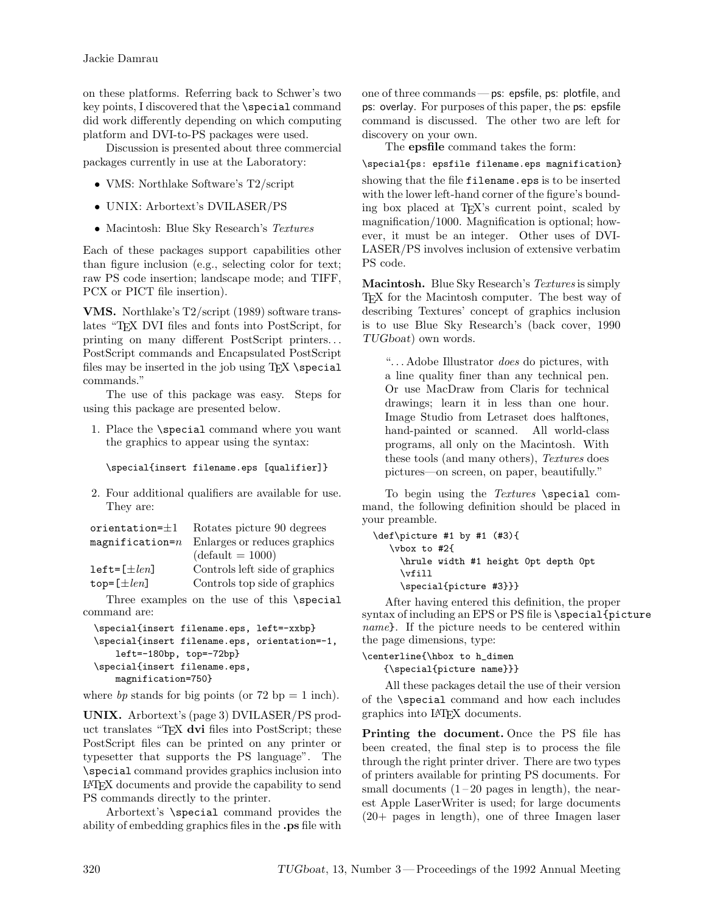on these platforms. Referring back to Schwer's two key points, I discovered that the `\special` command did work differently depending on which computing platform and DVI-to-PS packages were used.

Discussion is presented about three commercial packages currently in use at the Laboratory:

- VMS: Northlake Software's T2/script
- UNIX: Arbortext's DVILASER/PS
- Macintosh: Blue Sky Research's *Textures*

Each of these packages support capabilities other than figure inclusion (e.g., selecting color for text; raw PS code insertion; landscape mode; and TIFF, PCX or PICT file insertion).

**VMS.** Northlake's T2/script (1989) software translates "TeX DVI files and fonts into PostScript, for printing on many different PostScript printers... PostScript commands and Encapsulated PostScript files may be inserted in the job using TeX `\special` commands."

The use of this package was easy. Steps for using this package are presented below.

1. Place the `\special` command where you want the graphics to appear using the syntax:

   ```
   \special{insert filename.eps [qualifier]}
   ```

2. Four additional qualifiers are available for use. They are:

| | |
|---|---|
| `orientation=`±1 | Rotates picture 90 degrees |
| `magnification=`*n* | Enlarges or reduces graphics (default = 1000) |
| `left=[`±*len*`]` | Controls left side of graphics |
| `top=[`±*len*`]` | Controls top side of graphics |

Three examples on the use of this `\special` command are:

```
\special{insert filename.eps, left=-xxbp}
\special{insert filename.eps, orientation=-1,
    left=-180bp, top=-72bp}
\special{insert filename.eps,
    magnification=750}
```

where *bp* stands for big points (or 72 bp = 1 inch).

**UNIX.** Arbortext's (page 3) DVILASER/PS product translates "TeX **dvi** files into PostScript; these PostScript files can be printed on any printer or typesetter that supports the PS language". The `\special` command provides graphics inclusion into LaTeX documents and provide the capability to send PS commands directly to the printer.

Arbortext's `\special` command provides the ability of embedding graphics files in the **.ps** file with one of three commands — ps: epsfile, ps: plotfile, and ps: overlay. For purposes of this paper, the ps: epsfile command is discussed. The other two are left for discovery on your own.

The **epsfile** command takes the form:

```
\special{ps: epsfile filename.eps magnification}
```

showing that the file `filename.eps` is to be inserted with the lower left-hand corner of the figure's bounding box placed at TeX's current point, scaled by magnification/1000. Magnification is optional; however, it must be an integer. Other uses of DVILASER/PS involves inclusion of extensive verbatim PS code.

**Macintosh.** Blue Sky Research's *Textures* is simply TeX for the Macintosh computer. The best way of describing Textures' concept of graphics inclusion is to use Blue Sky Research's (back cover, 1990 *TUGboat*) own words.

> "... Adobe Illustrator *does* do pictures, with a line quality finer than any technical pen. Or use MacDraw from Claris for technical drawings; learn it in less than one hour. Image Studio from Letraset does halftones, hand-painted or scanned. All world-class programs, all only on the Macintosh. With these tools (and many others), *Textures* does pictures—on screen, on paper, beautifully."

To begin using the *Textures* `\special` command, the following definition should be placed in your preamble.

```
\def\picture #1 by #1 (#3){
  \vbox to #2{
    \hrule width #1 height 0pt depth 0pt
    \vfill
    \special{picture #3}}}
```

After having entered this definition, the proper syntax of including an EPS or PS file is `\special{picture` *name*`}`. If the picture needs to be centered within the page dimensions, type:

```
\centerline{\hbox to h_dimen
  {\special{picture name}}}
```

All these packages detail the use of their version of the `\special` command and how each includes graphics into LaTeX documents.

**Printing the document.** Once the PS file has been created, the final step is to process the file through the right printer driver. There are two types of printers available for printing PS documents. For small documents (1–20 pages in length), the nearest Apple LaserWriter is used; for large documents (20+ pages in length), one of three Imagen laser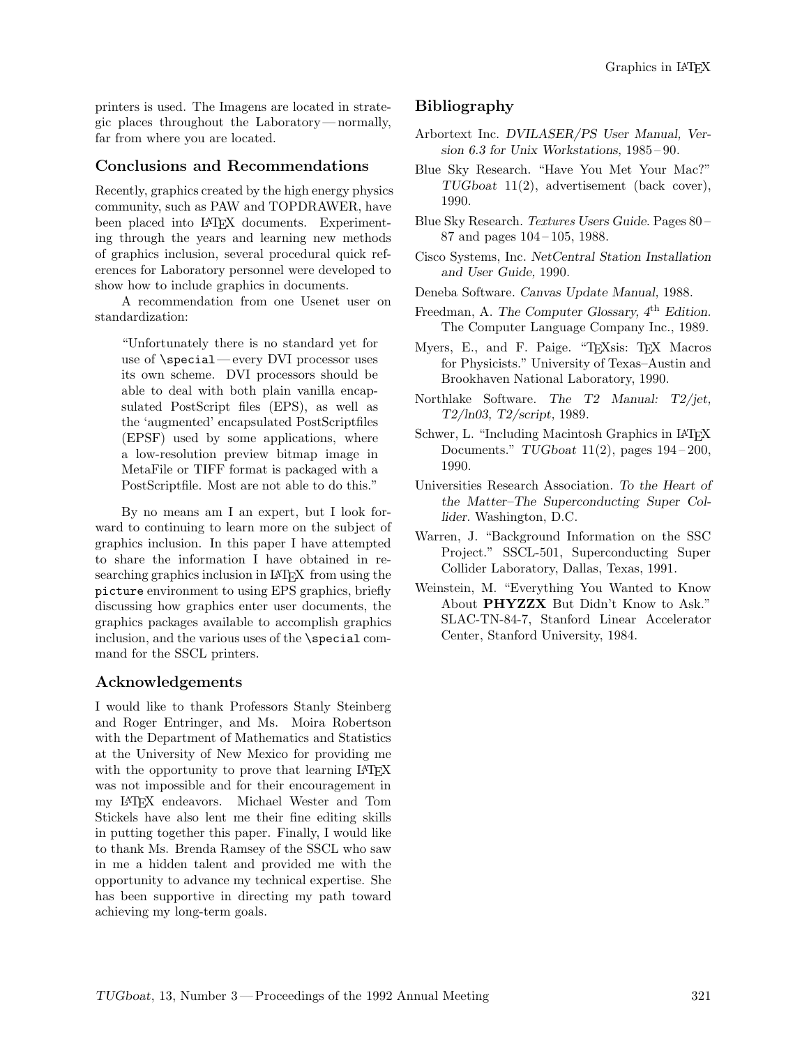printers is used. The Imagens are located in strategic places throughout the Laboratory — normally, far from where you are located.

### Conclusions and Recommendations

Recently, graphics created by the high energy physics community, such as PAW and TOPDRAWER, have been placed into LaTeX documents. Experimenting through the years and learning new methods of graphics inclusion, several procedural quick references for Laboratory personnel were developed to show how to include graphics in documents.

A recommendation from one Usenet user on standardization:

> "Unfortunately there is no standard yet for use of `\special` — every DVI processor uses its own scheme. DVI processors should be able to deal with both plain vanilla encapsulated PostScript files (EPS), as well as the 'augmented' encapsulated PostScriptfiles (EPSF) used by some applications, where a low-resolution preview bitmap image in MetaFile or TIFF format is packaged with a PostScriptfile. Most are not able to do this."

By no means am I an expert, but I look forward to continuing to learn more on the subject of graphics inclusion. In this paper I have attempted to share the information I have obtained in researching graphics inclusion in LaTeX from using the `picture` environment to using EPS graphics, briefly discussing how graphics enter user documents, the graphics packages available to accomplish graphics inclusion, and the various uses of the `\special` command for the SSCL printers.

### Acknowledgements

I would like to thank Professors Stanly Steinberg and Roger Entringer, and Ms. Moira Robertson with the Department of Mathematics and Statistics at the University of New Mexico for providing me with the opportunity to prove that learning LaTeX was not impossible and for their encouragement in my LaTeX endeavors. Michael Wester and Tom Stickels have also lent me their fine editing skills in putting together this paper. Finally, I would like to thank Ms. Brenda Ramsey of the SSCL who saw in me a hidden talent and provided me with the opportunity to advance my technical expertise. She has been supportive in directing my path toward achieving my long-term goals.

### Bibliography

Arbortext Inc. *DVILASER/PS User Manual, Version 6.3 for Unix Workstations,* 1985 – 90.

Blue Sky Research. "Have You Met Your Mac?" *TUGboat* 11(2), advertisement (back cover), 1990.

Blue Sky Research. *Textures Users Guide.* Pages 80 – 87 and pages 104 – 105, 1988.

Cisco Systems, Inc. *NetCentral Station Installation and User Guide,* 1990.

Deneba Software. *Canvas Update Manual,* 1988.

Freedman, A. *The Computer Glossary, 4th Edition.* The Computer Language Company Inc., 1989.

Myers, E., and F. Paige. "TeXsis: TeX Macros for Physicists." University of Texas–Austin and Brookhaven National Laboratory, 1990.

Northlake Software. *The T2 Manual: T2/jet, T2/ln03, T2/script,* 1989.

Schwer, L. "Including Macintosh Graphics in LaTeX Documents." *TUGboat* 11(2), pages 194 – 200, 1990.

Universities Research Association. *To the Heart of the Matter–The Superconducting Super Collider.* Washington, D.C.

Warren, J. "Background Information on the SSC Project." SSCL-501, Superconducting Super Collider Laboratory, Dallas, Texas, 1991.

Weinstein, M. "Everything You Wanted to Know About **PHYZZX** But Didn't Know to Ask." SLAC-TN-84-7, Stanford Linear Accelerator Center, Stanford University, 1984.